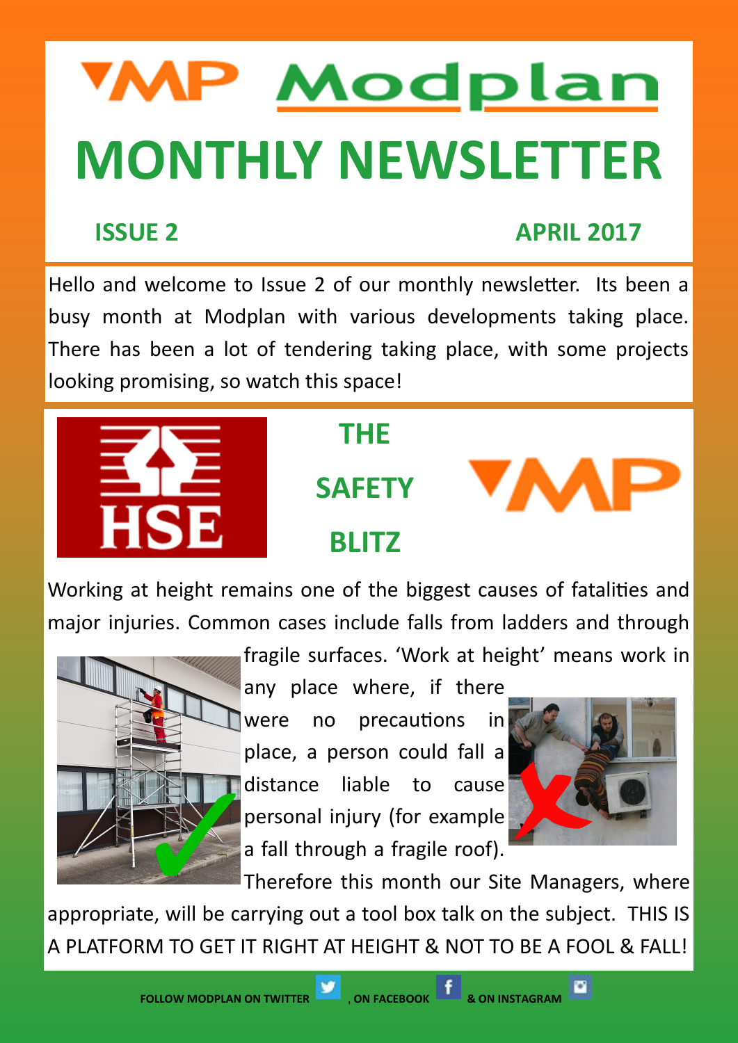# Modplan

# MONTHLY NEWSLETTER

**ISSUE 2** **APRIL 2017**

Hello and welcome to Issue 2 of our monthly newsletter. Its been a busy month at Modplan with various developments taking place. There has been a lot of tendering taking place, with some projects looking promising, so watch this space!

## THE SAFETY BLITZ

Working at height remains one of the biggest causes of fatalities and major injuries. Common cases include falls from ladders and through fragile surfaces. 'Work at height' means work in any place where, if there were no precautions in place, a person could fall a distance liable to cause personal injury (for example a fall through a fragile roof). Therefore this month our Site Managers, where appropriate, will be carrying out a tool box talk on the subject. THIS IS A PLATFORM TO GET IT RIGHT AT HEIGHT & NOT TO BE A FOOL & FALL!

**FOLLOW MODPLAN ON TWITTER , ON FACEBOOK & ON INSTAGRAM**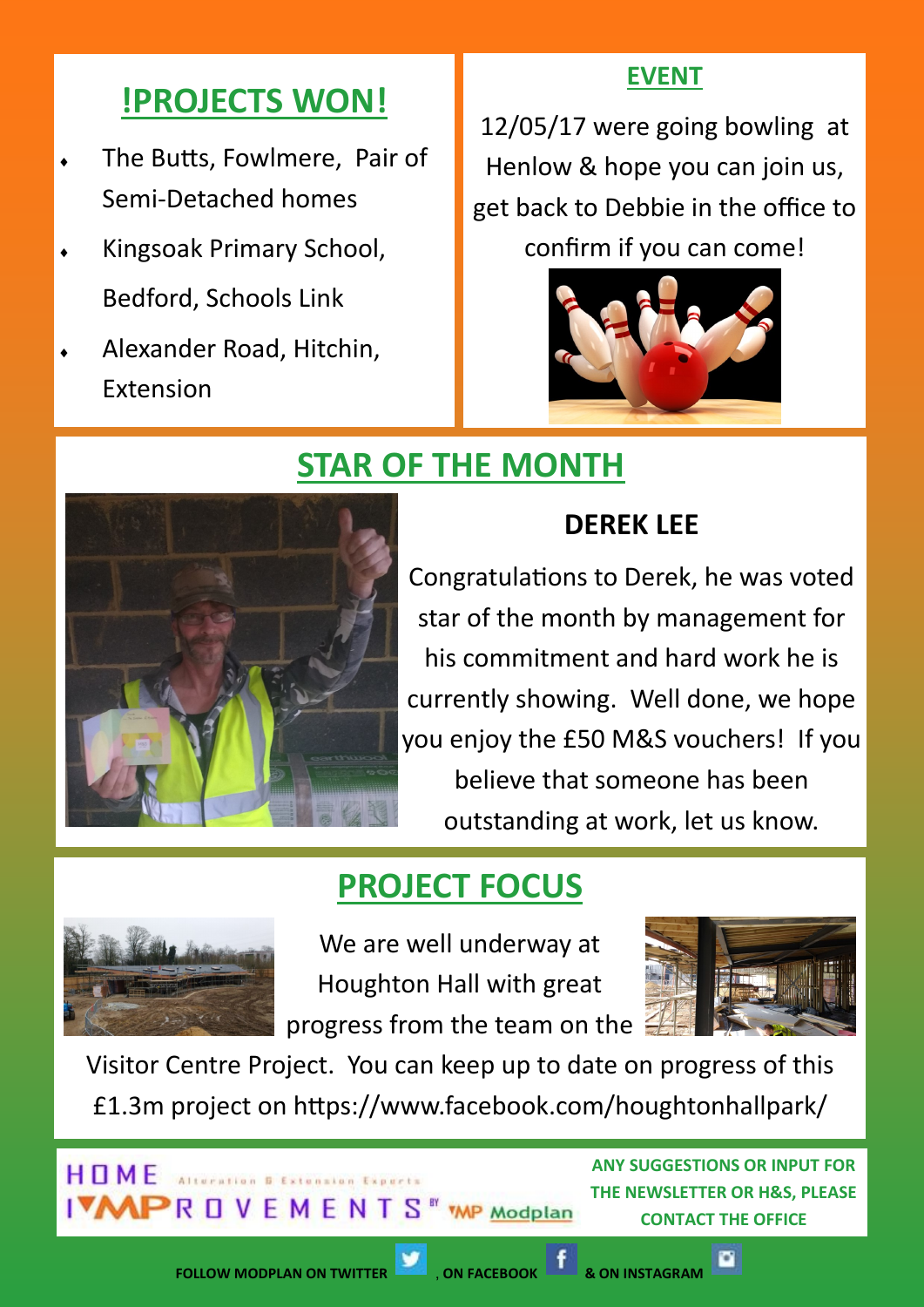## !PROJECTS WON!

- The Butts, Fowlmere, Pair of Semi-Detached homes
- Kingsoak Primary School, Bedford, Schools Link
- Alexander Road, Hitchin, Extension

## EVENT

12/05/17 were going bowling at Henlow & hope you can join us, get back to Debbie in the office to confirm if you can come!

## STAR OF THE MONTH

**DEREK LEE**

Congratulations to Derek, he was voted star of the month by management for his commitment and hard work he is currently showing. Well done, we hope you enjoy the £50 M&S vouchers! If you believe that someone has been outstanding at work, let us know.

## PROJECT FOCUS

We are well underway at Houghton Hall with great progress from the team on the Visitor Centre Project. You can keep up to date on progress of this £1.3m project on https://www.facebook.com/houghtonhallpark/

HOME Alteration & Extension Experts
IMPROVEMENTS BY MP Modplan

**ANY SUGGESTIONS OR INPUT FOR THE NEWSLETTER OR H&S, PLEASE CONTACT THE OFFICE**

**FOLLOW MODPLAN ON TWITTER , ON FACEBOOK & ON INSTAGRAM**